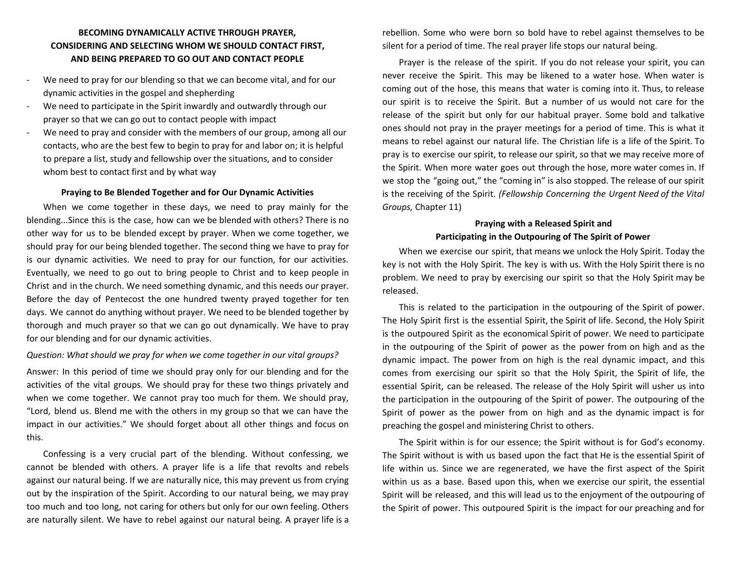**BECOMING DYNAMICALLY ACTIVE THROUGH PRAYER,**
**CONSIDERING AND SELECTING WHOM WE SHOULD CONTACT FIRST,**
**AND BEING PREPARED TO GO OUT AND CONTACT PEOPLE**

- We need to pray for our blending so that we can become vital, and for our dynamic activities in the gospel and shepherding
- We need to participate in the Spirit inwardly and outwardly through our prayer so that we can go out to contact people with impact
- We need to pray and consider with the members of our group, among all our contacts, who are the best few to begin to pray for and labor on; it is helpful to prepare a list, study and fellowship over the situations, and to consider whom best to contact first and by what way

**Praying to Be Blended Together and for Our Dynamic Activities**

When we come together in these days, we need to pray mainly for the blending...Since this is the case, how can we be blended with others? There is no other way for us to be blended except by prayer. When we come together, we should pray for our being blended together. The second thing we have to pray for is our dynamic activities. We need to pray for our function, for our activities. Eventually, we need to go out to bring people to Christ and to keep people in Christ and in the church. We need something dynamic, and this needs our prayer. Before the day of Pentecost the one hundred twenty prayed together for ten days. We cannot do anything without prayer. We need to be blended together by thorough and much prayer so that we can go out dynamically. We have to pray for our blending and for our dynamic activities.

*Question: What should we pray for when we come together in our vital groups?*

Answer: In this period of time we should pray only for our blending and for the activities of the vital groups. We should pray for these two things privately and when we come together. We cannot pray too much for them. We should pray, "Lord, blend us. Blend me with the others in my group so that we can have the impact in our activities." We should forget about all other things and focus on this.

Confessing is a very crucial part of the blending. Without confessing, we cannot be blended with others. A prayer life is a life that revolts and rebels against our natural being. If we are naturally nice, this may prevent us from crying out by the inspiration of the Spirit. According to our natural being, we may pray too much and too long, not caring for others but only for our own feeling. Others are naturally silent. We have to rebel against our natural being. A prayer life is a rebellion. Some who were born so bold have to rebel against themselves to be silent for a period of time. The real prayer life stops our natural being.

Prayer is the release of the spirit. If you do not release your spirit, you can never receive the Spirit. This may be likened to a water hose. When water is coming out of the hose, this means that water is coming into it. Thus, to release our spirit is to receive the Spirit. But a number of us would not care for the release of the spirit but only for our habitual prayer. Some bold and talkative ones should not pray in the prayer meetings for a period of time. This is what it means to rebel against our natural life. The Christian life is a life of the Spirit. To pray is to exercise our spirit, to release our spirit, so that we may receive more of the Spirit. When more water goes out through the hose, more water comes in. If we stop the "going out," the "coming in" is also stopped. The release of our spirit is the receiving of the Spirit. *(Fellowship Concerning the Urgent Need of the Vital Groups,* Chapter 11)

**Praying with a Released Spirit and**
**Participating in the Outpouring of The Spirit of Power**

When we exercise our spirit, that means we unlock the Holy Spirit. Today the key is not with the Holy Spirit. The key is with us. With the Holy Spirit there is no problem. We need to pray by exercising our spirit so that the Holy Spirit may be released.

This is related to the participation in the outpouring of the Spirit of power. The Holy Spirit first is the essential Spirit, the Spirit of life. Second, the Holy Spirit is the outpoured Spirit as the economical Spirit of power. We need to participate in the outpouring of the Spirit of power as the power from on high and as the dynamic impact. The power from on high is the real dynamic impact, and this comes from exercising our spirit so that the Holy Spirit, the Spirit of life, the essential Spirit, can be released. The release of the Holy Spirit will usher us into the participation in the outpouring of the Spirit of power. The outpouring of the Spirit of power as the power from on high and as the dynamic impact is for preaching the gospel and ministering Christ to others.

The Spirit within is for our essence; the Spirit without is for God's economy. The Spirit without is with us based upon the fact that He is the essential Spirit of life within us. Since we are regenerated, we have the first aspect of the Spirit within us as a base. Based upon this, when we exercise our spirit, the essential Spirit will be released, and this will lead us to the enjoyment of the outpouring of the Spirit of power. This outpoured Spirit is the impact for our preaching and for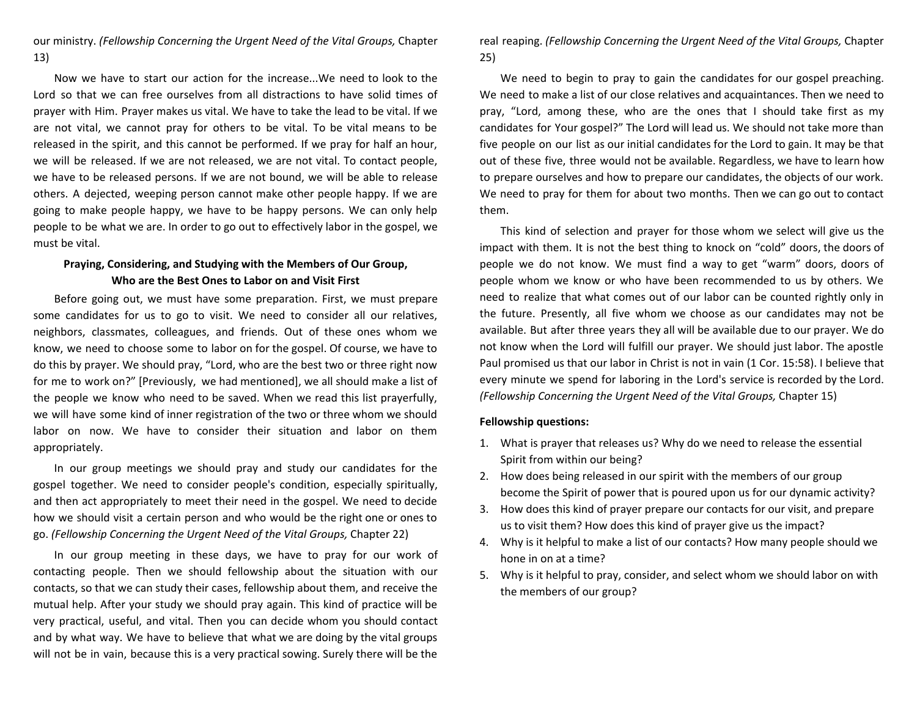our ministry. *(Fellowship Concerning the Urgent Need of the Vital Groups,* Chapter 13)

Now we have to start our action for the increase...We need to look to the Lord so that we can free ourselves from all distractions to have solid times of prayer with Him. Prayer makes us vital. We have to take the lead to be vital. If we are not vital, we cannot pray for others to be vital. To be vital means to be released in the spirit, and this cannot be performed. If we pray for half an hour, we will be released. If we are not released, we are not vital. To contact people, we have to be released persons. If we are not bound, we will be able to release others. A dejected, weeping person cannot make other people happy. If we are going to make people happy, we have to be happy persons. We can only help people to be what we are. In order to go out to effectively labor in the gospel, we must be vital.

**Praying, Considering, and Studying with the Members of Our Group, Who are the Best Ones to Labor on and Visit First**

Before going out, we must have some preparation. First, we must prepare some candidates for us to go to visit. We need to consider all our relatives, neighbors, classmates, colleagues, and friends. Out of these ones whom we know, we need to choose some to labor on for the gospel. Of course, we have to do this by prayer. We should pray, "Lord, who are the best two or three right now for me to work on?" [Previously, we had mentioned], we all should make a list of the people we know who need to be saved. When we read this list prayerfully, we will have some kind of inner registration of the two or three whom we should labor on now. We have to consider their situation and labor on them appropriately.

In our group meetings we should pray and study our candidates for the gospel together. We need to consider people's condition, especially spiritually, and then act appropriately to meet their need in the gospel. We need to decide how we should visit a certain person and who would be the right one or ones to go. *(Fellowship Concerning the Urgent Need of the Vital Groups,* Chapter 22)

In our group meeting in these days, we have to pray for our work of contacting people. Then we should fellowship about the situation with our contacts, so that we can study their cases, fellowship about them, and receive the mutual help. After your study we should pray again. This kind of practice will be very practical, useful, and vital. Then you can decide whom you should contact and by what way. We have to believe that what we are doing by the vital groups will not be in vain, because this is a very practical sowing. Surely there will be the real reaping. *(Fellowship Concerning the Urgent Need of the Vital Groups,* Chapter 25)

We need to begin to pray to gain the candidates for our gospel preaching. We need to make a list of our close relatives and acquaintances. Then we need to pray, "Lord, among these, who are the ones that I should take first as my candidates for Your gospel?" The Lord will lead us. We should not take more than five people on our list as our initial candidates for the Lord to gain. It may be that out of these five, three would not be available. Regardless, we have to learn how to prepare ourselves and how to prepare our candidates, the objects of our work. We need to pray for them for about two months. Then we can go out to contact them.

This kind of selection and prayer for those whom we select will give us the impact with them. It is not the best thing to knock on "cold" doors, the doors of people we do not know. We must find a way to get "warm" doors, doors of people whom we know or who have been recommended to us by others. We need to realize that what comes out of our labor can be counted rightly only in the future. Presently, all five whom we choose as our candidates may not be available. But after three years they all will be available due to our prayer. We do not know when the Lord will fulfill our prayer. We should just labor. The apostle Paul promised us that our labor in Christ is not in vain (1 Cor. 15:58). I believe that every minute we spend for laboring in the Lord's service is recorded by the Lord. *(Fellowship Concerning the Urgent Need of the Vital Groups,* Chapter 15)

**Fellowship questions:**

1. What is prayer that releases us? Why do we need to release the essential Spirit from within our being?
2. How does being released in our spirit with the members of our group become the Spirit of power that is poured upon us for our dynamic activity?
3. How does this kind of prayer prepare our contacts for our visit, and prepare us to visit them? How does this kind of prayer give us the impact?
4. Why is it helpful to make a list of our contacts? How many people should we hone in on at a time?
5. Why is it helpful to pray, consider, and select whom we should labor on with the members of our group?